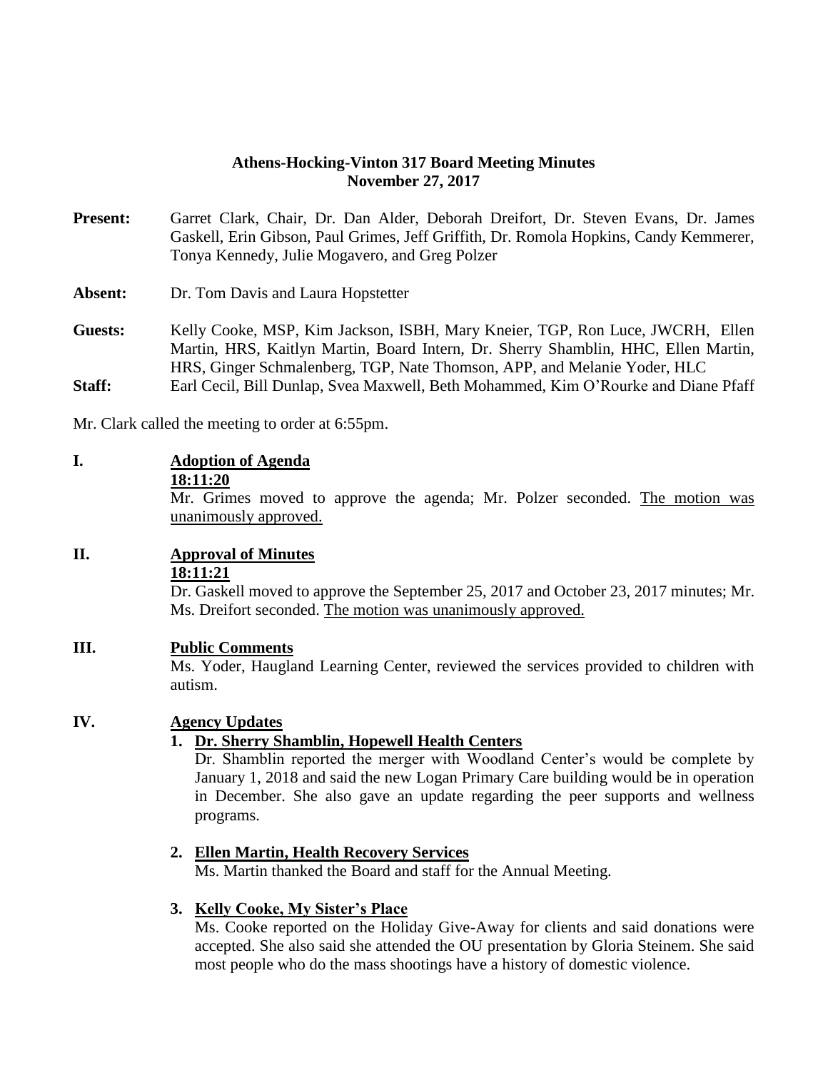**Athens-Hocking-Vinton 317 Board Meeting Minutes**
**November 27, 2017**

**Present:** Garret Clark, Chair, Dr. Dan Alder, Deborah Dreifort, Dr. Steven Evans, Dr. James Gaskell, Erin Gibson, Paul Grimes, Jeff Griffith, Dr. Romola Hopkins, Candy Kemmerer, Tonya Kennedy, Julie Mogavero, and Greg Polzer

**Absent:** Dr. Tom Davis and Laura Hopstetter

**Guests:** Kelly Cooke, MSP, Kim Jackson, ISBH, Mary Kneier, TGP, Ron Luce, JWCRH, Ellen Martin, HRS, Kaitlyn Martin, Board Intern, Dr. Sherry Shamblin, HHC, Ellen Martin, HRS, Ginger Schmalenberg, TGP, Nate Thomson, APP, and Melanie Yoder, HLC

**Staff:** Earl Cecil, Bill Dunlap, Svea Maxwell, Beth Mohammed, Kim O'Rourke and Diane Pfaff

Mr. Clark called the meeting to order at 6:55pm.

**I. Adoption of Agenda**

**18:11:20**

Mr. Grimes moved to approve the agenda; Mr. Polzer seconded. The motion was unanimously approved.

**II. Approval of Minutes**

**18:11:21**

Dr. Gaskell moved to approve the September 25, 2017 and October 23, 2017 minutes; Mr. Ms. Dreifort seconded. The motion was unanimously approved.

**III. Public Comments**

Ms. Yoder, Haugland Learning Center, reviewed the services provided to children with autism.

**IV. Agency Updates**

1. **Dr. Sherry Shamblin, Hopewell Health Centers**

   Dr. Shamblin reported the merger with Woodland Center's would be complete by January 1, 2018 and said the new Logan Primary Care building would be in operation in December. She also gave an update regarding the peer supports and wellness programs.

2. **Ellen Martin, Health Recovery Services**

   Ms. Martin thanked the Board and staff for the Annual Meeting.

3. **Kelly Cooke, My Sister's Place**

   Ms. Cooke reported on the Holiday Give-Away for clients and said donations were accepted. She also said she attended the OU presentation by Gloria Steinem. She said most people who do the mass shootings have a history of domestic violence.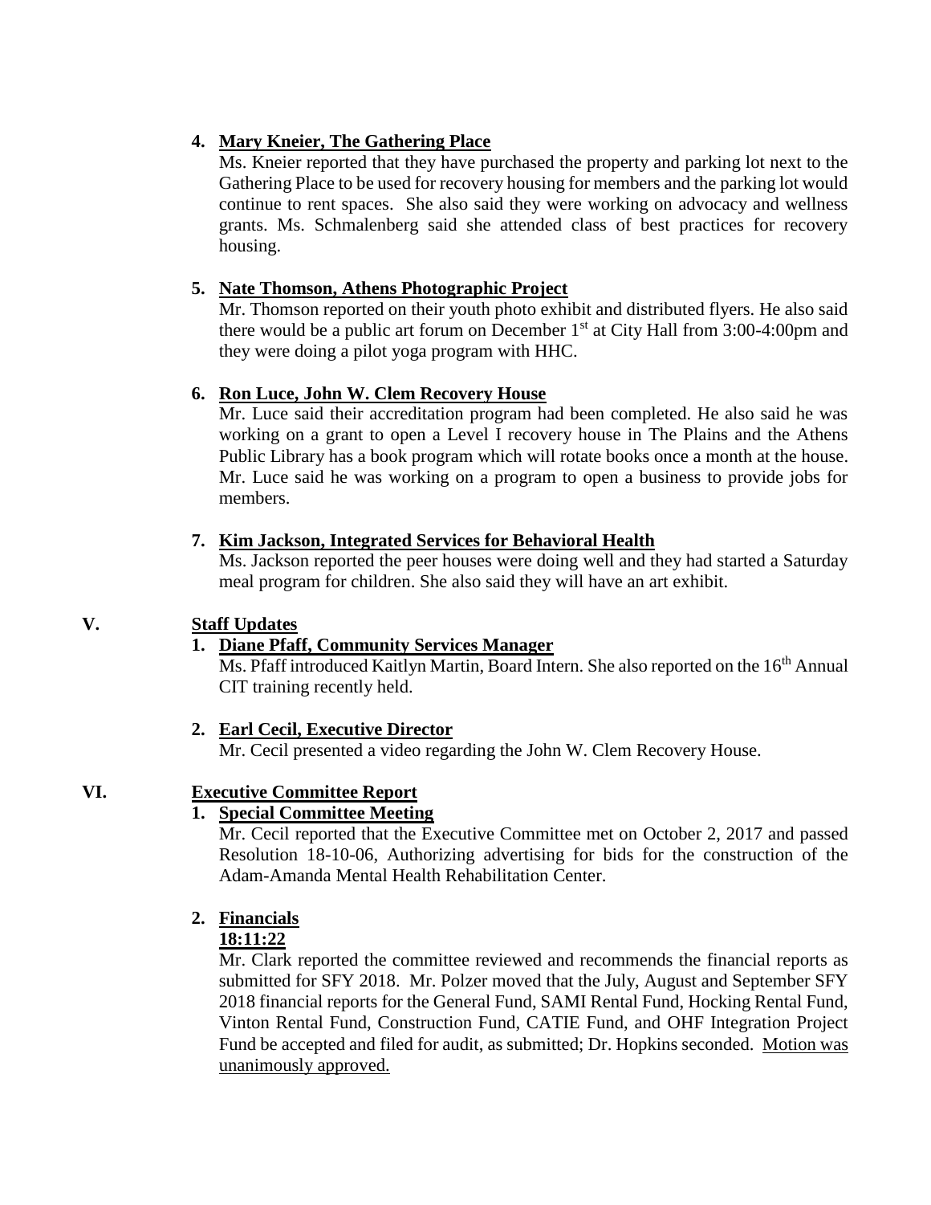4. **Mary Kneier, The Gathering Place**
   Ms. Kneier reported that they have purchased the property and parking lot next to the Gathering Place to be used for recovery housing for members and the parking lot would continue to rent spaces. She also said they were working on advocacy and wellness grants. Ms. Schmalenberg said she attended class of best practices for recovery housing.

5. **Nate Thomson, Athens Photographic Project**
   Mr. Thomson reported on their youth photo exhibit and distributed flyers. He also said there would be a public art forum on December 1st at City Hall from 3:00-4:00pm and they were doing a pilot yoga program with HHC.

6. **Ron Luce, John W. Clem Recovery House**
   Mr. Luce said their accreditation program had been completed. He also said he was working on a grant to open a Level I recovery house in The Plains and the Athens Public Library has a book program which will rotate books once a month at the house. Mr. Luce said he was working on a program to open a business to provide jobs for members.

7. **Kim Jackson, Integrated Services for Behavioral Health**
   Ms. Jackson reported the peer houses were doing well and they had started a Saturday meal program for children. She also said they will have an art exhibit.

## V. Staff Updates

1. **Diane Pfaff, Community Services Manager**
   Ms. Pfaff introduced Kaitlyn Martin, Board Intern. She also reported on the 16th Annual CIT training recently held.

2. **Earl Cecil, Executive Director**
   Mr. Cecil presented a video regarding the John W. Clem Recovery House.

## VI. Executive Committee Report

1. **Special Committee Meeting**
   Mr. Cecil reported that the Executive Committee met on October 2, 2017 and passed Resolution 18-10-06, Authorizing advertising for bids for the construction of the Adam-Amanda Mental Health Rehabilitation Center.

2. **Financials**
   **18:11:22**
   Mr. Clark reported the committee reviewed and recommends the financial reports as submitted for SFY 2018. Mr. Polzer moved that the July, August and September SFY 2018 financial reports for the General Fund, SAMI Rental Fund, Hocking Rental Fund, Vinton Rental Fund, Construction Fund, CATIE Fund, and OHF Integration Project Fund be accepted and filed for audit, as submitted; Dr. Hopkins seconded. Motion was unanimously approved.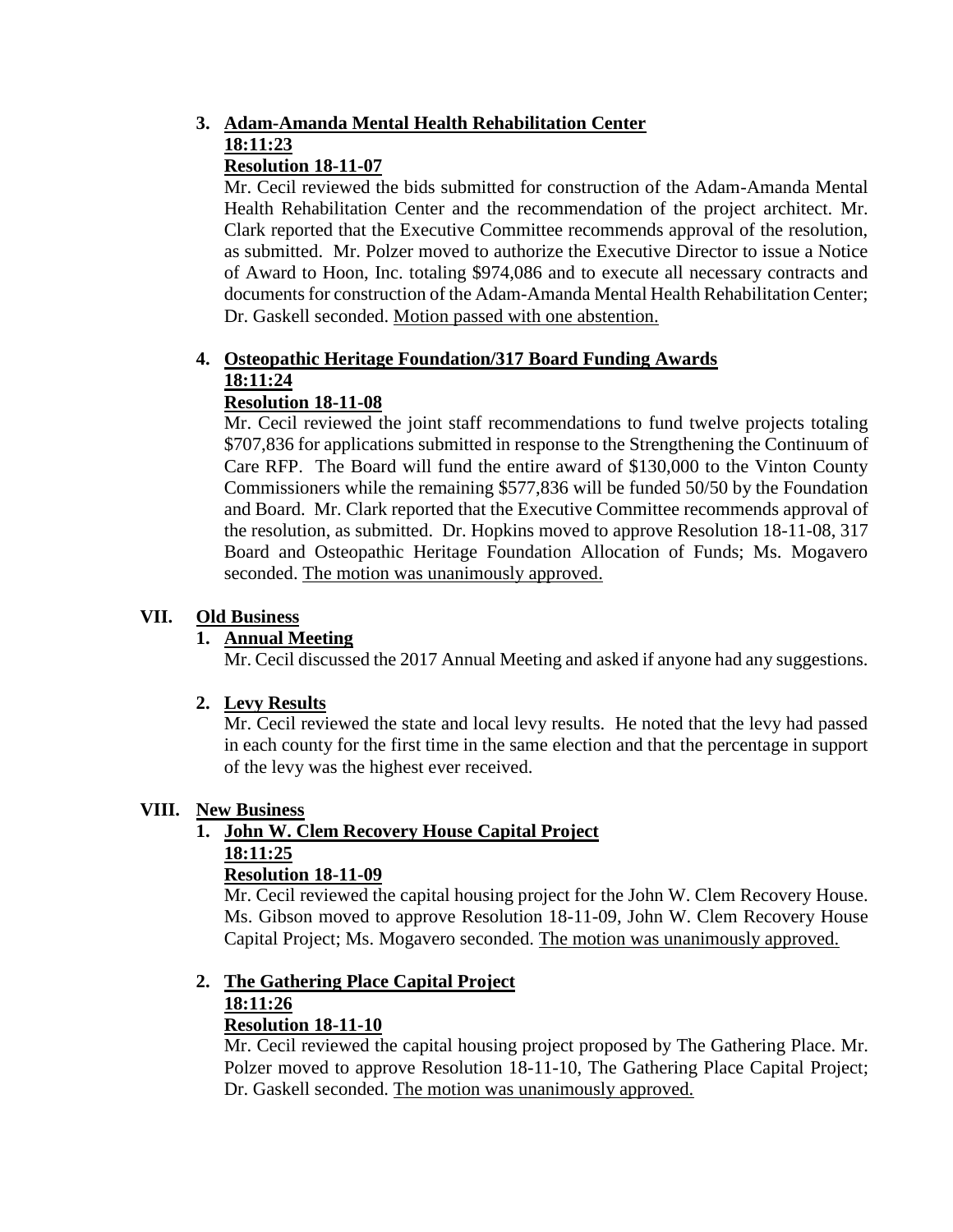3. **Adam-Amanda Mental Health Rehabilitation Center**
   **18:11:23**
   **Resolution 18-11-07**

   Mr. Cecil reviewed the bids submitted for construction of the Adam-Amanda Mental Health Rehabilitation Center and the recommendation of the project architect. Mr. Clark reported that the Executive Committee recommends approval of the resolution, as submitted. Mr. Polzer moved to authorize the Executive Director to issue a Notice of Award to Hoon, Inc. totaling $974,086 and to execute all necessary contracts and documents for construction of the Adam-Amanda Mental Health Rehabilitation Center; Dr. Gaskell seconded. Motion passed with one abstention.

4. **Osteopathic Heritage Foundation/317 Board Funding Awards**
   **18:11:24**
   **Resolution 18-11-08**

   Mr. Cecil reviewed the joint staff recommendations to fund twelve projects totaling $707,836 for applications submitted in response to the Strengthening the Continuum of Care RFP. The Board will fund the entire award of $130,000 to the Vinton County Commissioners while the remaining $577,836 will be funded 50/50 by the Foundation and Board. Mr. Clark reported that the Executive Committee recommends approval of the resolution, as submitted. Dr. Hopkins moved to approve Resolution 18-11-08, 317 Board and Osteopathic Heritage Foundation Allocation of Funds; Ms. Mogavero seconded. The motion was unanimously approved.

## VII. Old Business

1. **Annual Meeting**

   Mr. Cecil discussed the 2017 Annual Meeting and asked if anyone had any suggestions.

2. **Levy Results**

   Mr. Cecil reviewed the state and local levy results. He noted that the levy had passed in each county for the first time in the same election and that the percentage in support of the levy was the highest ever received.

## VIII. New Business

1. **John W. Clem Recovery House Capital Project**
   **18:11:25**
   **Resolution 18-11-09**

   Mr. Cecil reviewed the capital housing project for the John W. Clem Recovery House. Ms. Gibson moved to approve Resolution 18-11-09, John W. Clem Recovery House Capital Project; Ms. Mogavero seconded. The motion was unanimously approved.

2. **The Gathering Place Capital Project**
   **18:11:26**
   **Resolution 18-11-10**

   Mr. Cecil reviewed the capital housing project proposed by The Gathering Place. Mr. Polzer moved to approve Resolution 18-11-10, The Gathering Place Capital Project; Dr. Gaskell seconded. The motion was unanimously approved.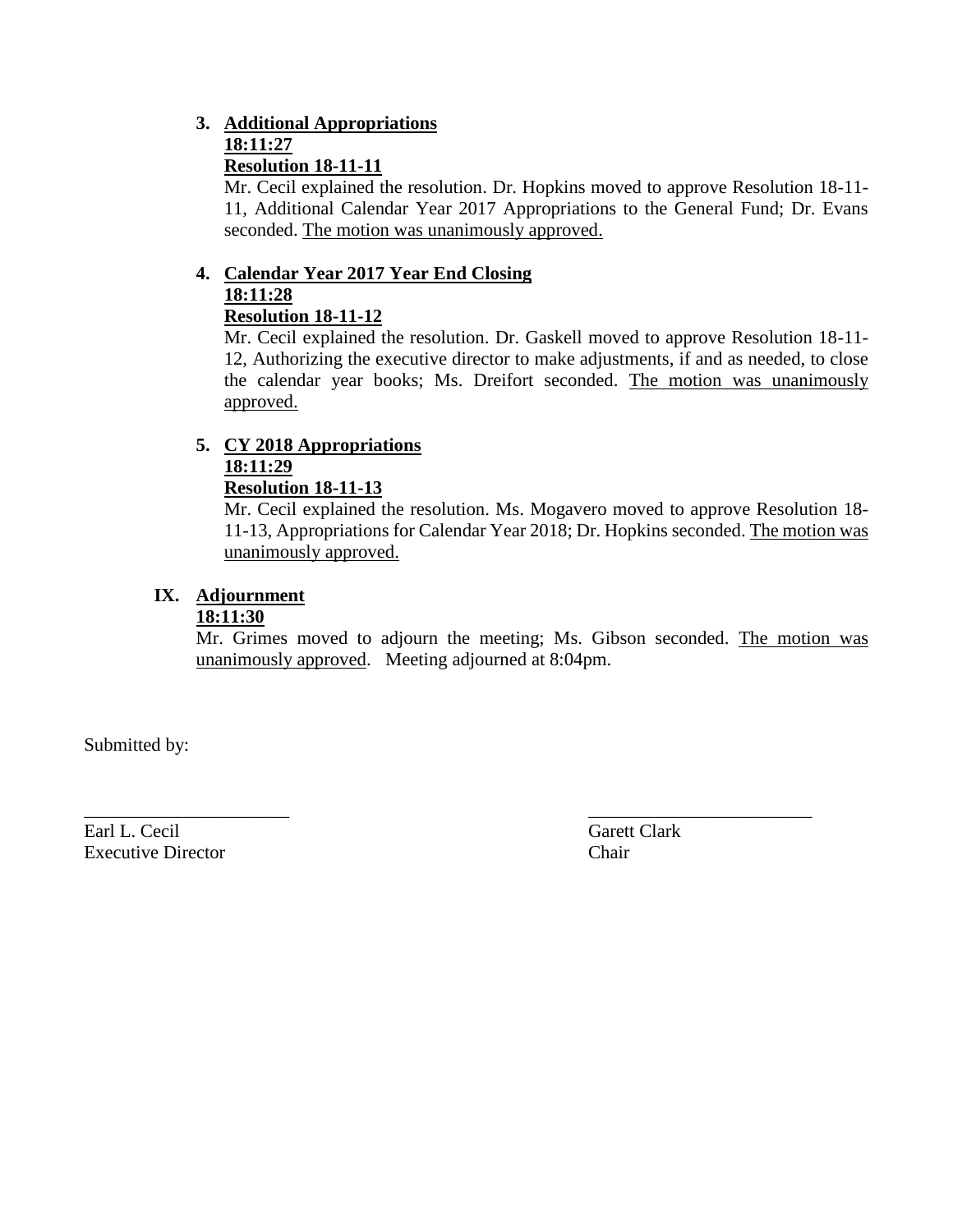3. **Additional Appropriations**
   **18:11:27**
   **Resolution 18-11-11**
   Mr. Cecil explained the resolution. Dr. Hopkins moved to approve Resolution 18-11-11, Additional Calendar Year 2017 Appropriations to the General Fund; Dr. Evans seconded. The motion was unanimously approved.

4. **Calendar Year 2017 Year End Closing**
   **18:11:28**
   **Resolution 18-11-12**
   Mr. Cecil explained the resolution. Dr. Gaskell moved to approve Resolution 18-11-12, Authorizing the executive director to make adjustments, if and as needed, to close the calendar year books; Ms. Dreifort seconded. The motion was unanimously approved.

5. **CY 2018 Appropriations**
   **18:11:29**
   **Resolution 18-11-13**
   Mr. Cecil explained the resolution. Ms. Mogavero moved to approve Resolution 18-11-13, Appropriations for Calendar Year 2018; Dr. Hopkins seconded. The motion was unanimously approved.

**IX. Adjournment**
**18:11:30**
Mr. Grimes moved to adjourn the meeting; Ms. Gibson seconded. The motion was unanimously approved. Meeting adjourned at 8:04pm.

Submitted by:

| | |
|---|---|
| _______________________ | _______________________ |
| Earl L. Cecil | Garett Clark |
| Executive Director | Chair |